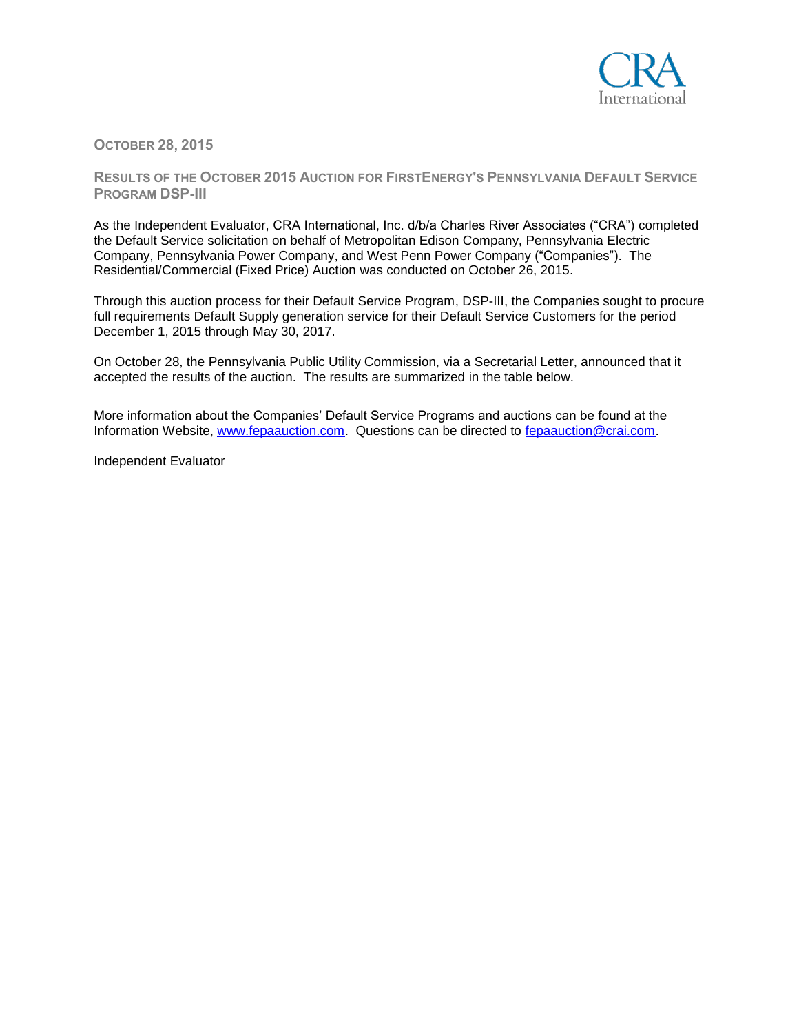CRA International

**OCTOBER 28, 2015**

## RESULTS OF THE OCTOBER 2015 AUCTION FOR FIRSTENERGY'S PENNSYLVANIA DEFAULT SERVICE PROGRAM DSP-III

As the Independent Evaluator, CRA International, Inc. d/b/a Charles River Associates ("CRA") completed the Default Service solicitation on behalf of Metropolitan Edison Company, Pennsylvania Electric Company, Pennsylvania Power Company, and West Penn Power Company ("Companies"). The Residential/Commercial (Fixed Price) Auction was conducted on October 26, 2015.

Through this auction process for their Default Service Program, DSP-III, the Companies sought to procure full requirements Default Supply generation service for their Default Service Customers for the period December 1, 2015 through May 30, 2017.

On October 28, the Pennsylvania Public Utility Commission, via a Secretarial Letter, announced that it accepted the results of the auction. The results are summarized in the table below.

More information about the Companies' Default Service Programs and auctions can be found at the Information Website, www.fepaauction.com. Questions can be directed to fepaauction@crai.com.

Independent Evaluator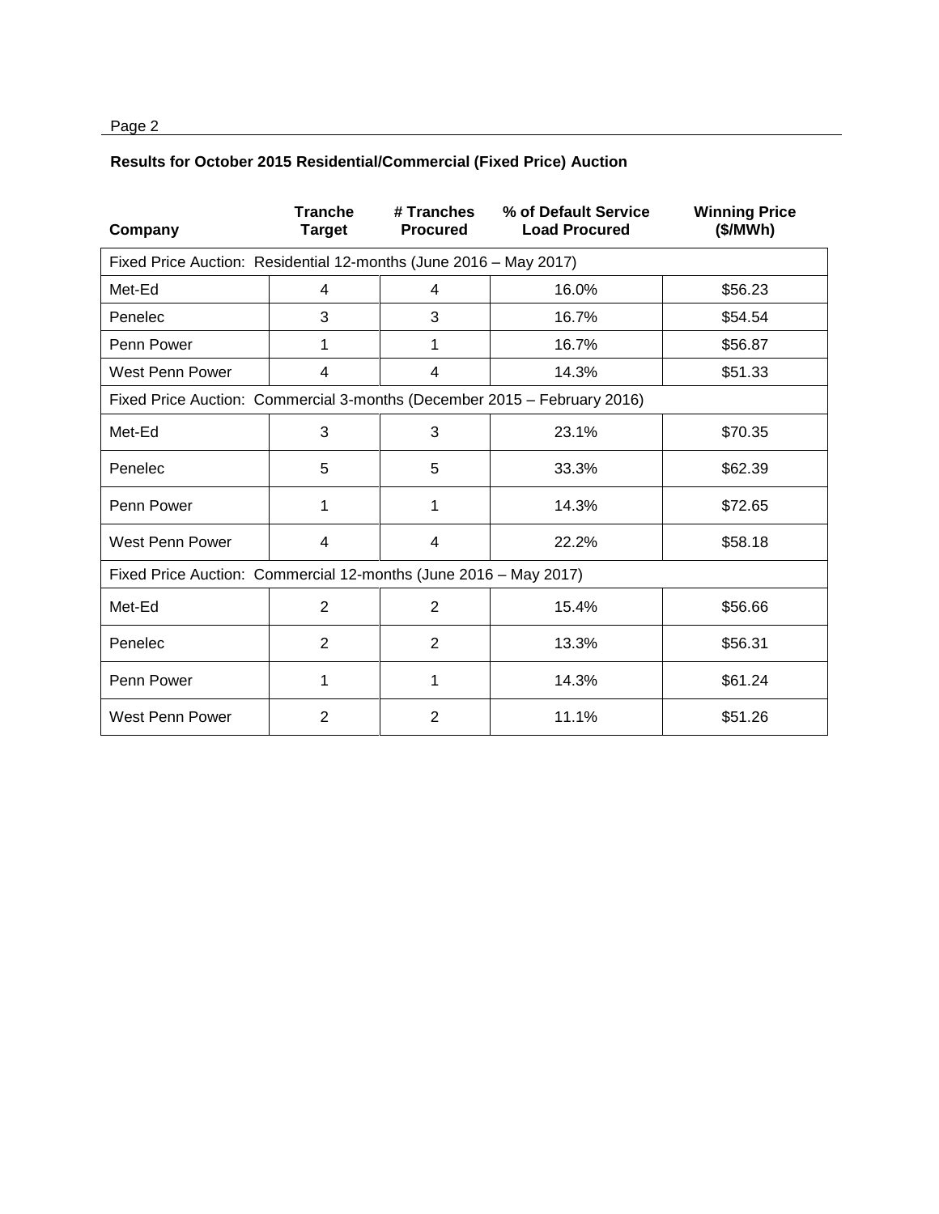**Results for October 2015 Residential/Commercial (Fixed Price) Auction**

| Company | Tranche Target | # Tranches Procured | % of Default Service Load Procured | Winning Price ($/MWh) |
|---|---|---|---|---|
| Fixed Price Auction: Residential 12-months (June 2016 – May 2017) | | | | |
| Met-Ed | 4 | 4 | 16.0% | $56.23 |
| Penelec | 3 | 3 | 16.7% | $54.54 |
| Penn Power | 1 | 1 | 16.7% | $56.87 |
| West Penn Power | 4 | 4 | 14.3% | $51.33 |
| Fixed Price Auction: Commercial 3-months (December 2015 – February 2016) | | | | |
| Met-Ed | 3 | 3 | 23.1% | $70.35 |
| Penelec | 5 | 5 | 33.3% | $62.39 |
| Penn Power | 1 | 1 | 14.3% | $72.65 |
| West Penn Power | 4 | 4 | 22.2% | $58.18 |
| Fixed Price Auction: Commercial 12-months (June 2016 – May 2017) | | | | |
| Met-Ed | 2 | 2 | 15.4% | $56.66 |
| Penelec | 2 | 2 | 13.3% | $56.31 |
| Penn Power | 1 | 1 | 14.3% | $61.24 |
| West Penn Power | 2 | 2 | 11.1% | $51.26 |